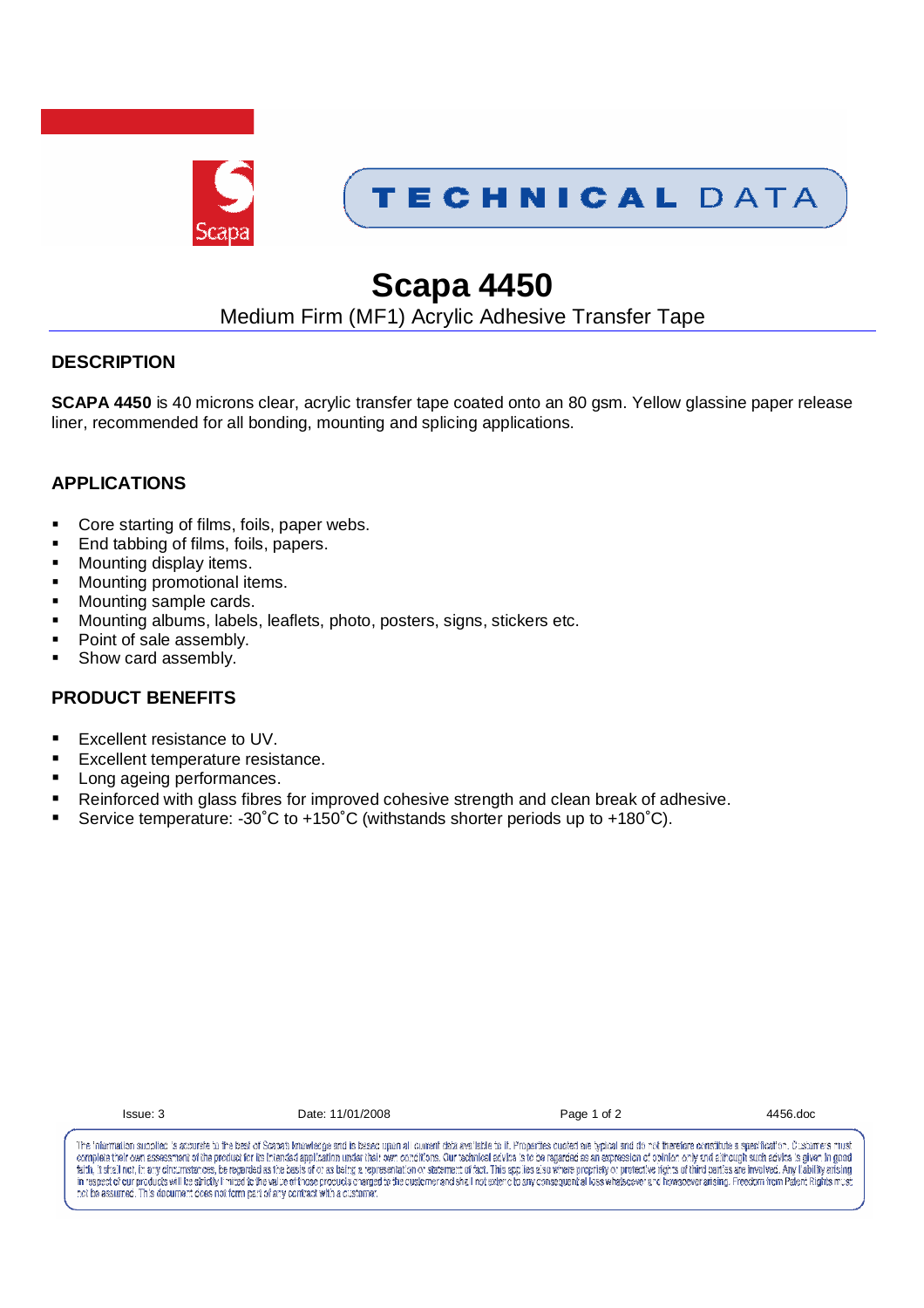TECHNICAL DATA

# Scapa 4450

Medium Firm (MF1) Acrylic Adhesive Transfer Tape

## DESCRIPTION

**SCAPA 4450** is 40 microns clear, acrylic transfer tape coated onto an 80 gsm. Yellow glassine paper release liner, recommended for all bonding, mounting and splicing applications.

## APPLICATIONS

- Core starting of films, foils, paper webs.
- End tabbing of films, foils, papers.
- Mounting display items.
- Mounting promotional items.
- Mounting sample cards.
- Mounting albums, labels, leaflets, photo, posters, signs, stickers etc.
- Point of sale assembly.
- Show card assembly.

## PRODUCT BENEFITS

- Excellent resistance to UV.
- Excellent temperature resistance.
- Long ageing performances.
- Reinforced with glass fibres for improved cohesive strength and clean break of adhesive.
- Service temperature: -30˚C to +150˚C (withstands shorter periods up to +180˚C).

Issue: 3 Date: 11/01/2008 4456.doc

The information supplied is accurate to the best of Scapa's knowledge and is based upon all current data available to it. Properties quoted are typical and do not therefore constitute a specification. Customers must complete their own assessment of the product for its intended application under their own conditions. Our technical advice is to be regarded as an expression of opinion only and although such advice is given in good faith, it shall not, in any circumstances, be regarded as the basis of or as being a representation or statement of fact. This applies also where propriety or protective rights of third parties are involved. Any liability arising in respect of our products will be strictly limited to the value of those products charged to the customer and shall not extend to any consequential loss whatsoever and howsoever arising. Freedom from Patent Rights must not be assumed. This document does not form part of any contract with a customer.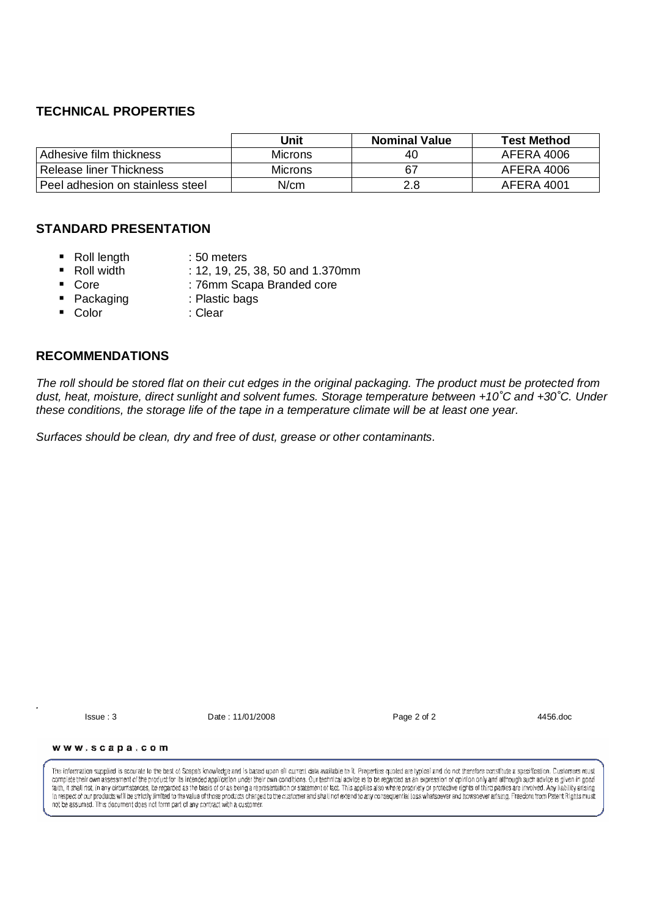## TECHNICAL PROPERTIES

| | Unit | Nominal Value | Test Method |
|---|---|---|---|
| Adhesive film thickness | Microns | 40 | AFERA 4006 |
| Release liner Thickness | Microns | 67 | AFERA 4006 |
| Peel adhesion on stainless steel | N/cm | 2.8 | AFERA 4001 |

## STANDARD PRESENTATION

- Roll length : 50 meters
- Roll width : 12, 19, 25, 38, 50 and 1.370mm
- Core : 76mm Scapa Branded core
- Packaging : Plastic bags
- Color : Clear

## RECOMMENDATIONS

*The roll should be stored flat on their cut edges in the original packaging. The product must be protected from dust, heat, moisture, direct sunlight and solvent fumes. Storage temperature between +10˚C and +30˚C. Under these conditions, the storage life of the tape in a temperature climate will be at least one year.*

*Surfaces should be clean, dry and free of dust, grease or other contaminants.*

Issue : 3 Date : 11/01/2008 4456.doc

www.scapa.com

The information supplied is accurate to the best of Scapa's knowledge and is based upon all current data available to it. Properties quoted are typical and do not therefore constitute a specification. Customers must complete their own assessment of the product for its intended application under their own conditions. Our technical advice is to be regarded as an expression of opinion only and although such advice is given in good faith, it shall not, in any circumstances, be regarded as the basis of or as being a representation or statement of fact. This applies also where propriety or protective rights of third parties are involved. Any liability arising in respect of our products will be strictly limited to the value of those products charged to the customer and shall not extend to any consequential loss whatsoever and howsoever arising. Freedom from Patent Rights must not be assumed. This document does not form part of any contract with a customer.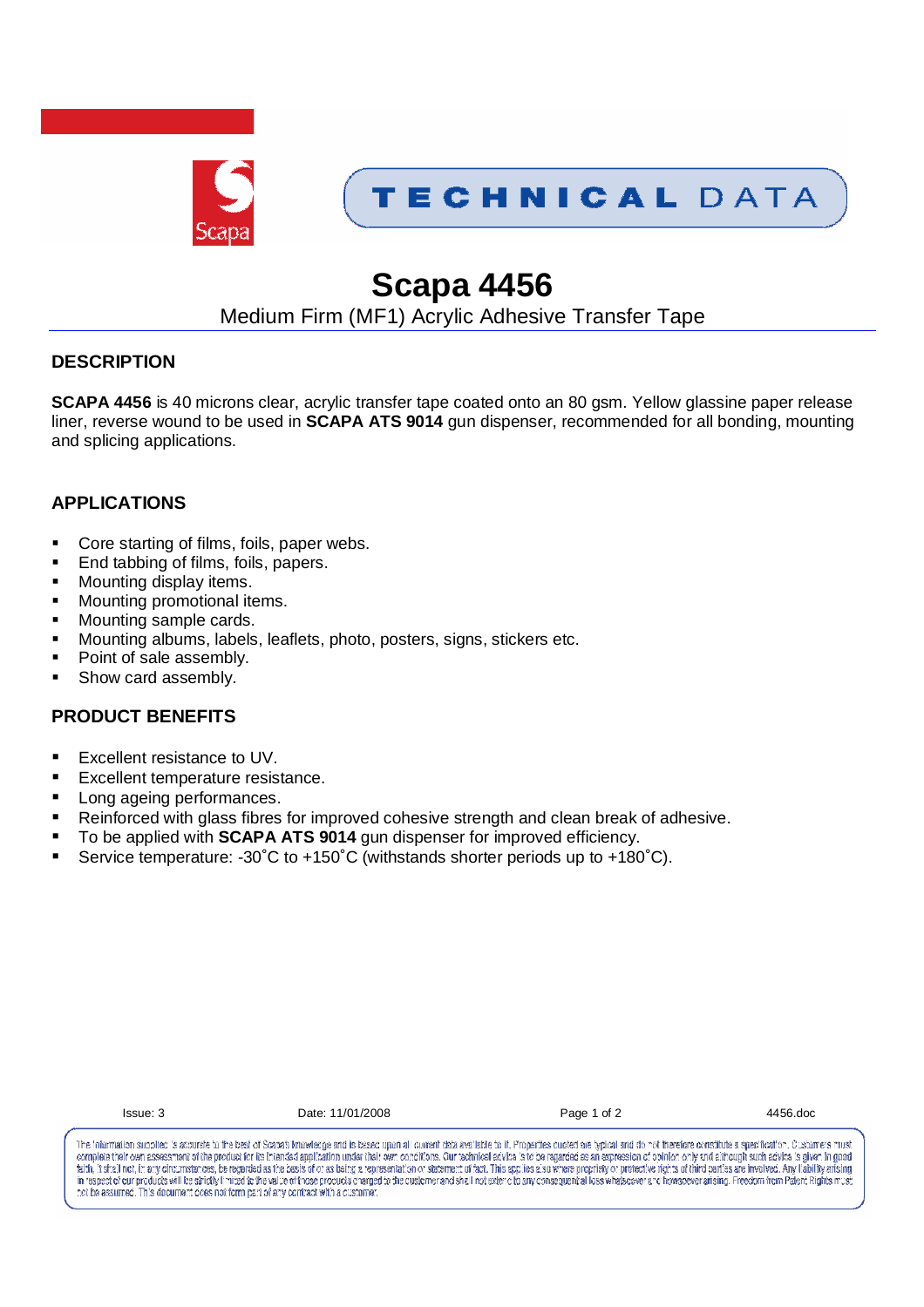# TECHNICAL DATA

# Scapa 4456

Medium Firm (MF1) Acrylic Adhesive Transfer Tape

## DESCRIPTION

**SCAPA 4456** is 40 microns clear, acrylic transfer tape coated onto an 80 gsm. Yellow glassine paper release liner, reverse wound to be used in **SCAPA ATS 9014** gun dispenser, recommended for all bonding, mounting and splicing applications.

## APPLICATIONS

- Core starting of films, foils, paper webs.
- End tabbing of films, foils, papers.
- Mounting display items.
- Mounting promotional items.
- Mounting sample cards.
- Mounting albums, labels, leaflets, photo, posters, signs, stickers etc.
- Point of sale assembly.
- Show card assembly.

## PRODUCT BENEFITS

- Excellent resistance to UV.
- Excellent temperature resistance.
- Long ageing performances.
- Reinforced with glass fibres for improved cohesive strength and clean break of adhesive.
- To be applied with **SCAPA ATS 9014** gun dispenser for improved efficiency.
- Service temperature: -30˚C to +150˚C (withstands shorter periods up to +180˚C).

Issue: 3 Date: 11/01/2008 4456.doc

The information supplied is accurate to the best of Scapa's knowledge and is based upon all current data available to it. Properties quoted are typical and do not therefore constitute a specification. Customers must complete their own assessment of the product for its intended application under their own conditions. Our technical advice is to be regarded as an expression of opinion only and although such advice is given in good faith, it shall not, in any circumstances, be regarded as the basis of or as being a representation or statement of fact. This applies also where propriety or protective rights of third parties are involved. Any liability arising in respect of our products will be strictly limited to the value of those products charged to the customer and shall not extend to any consequential loss whatsoever and howsoever arising. Freedom from Patent Rights must not be assumed. This document does not form part of any contract with a customer.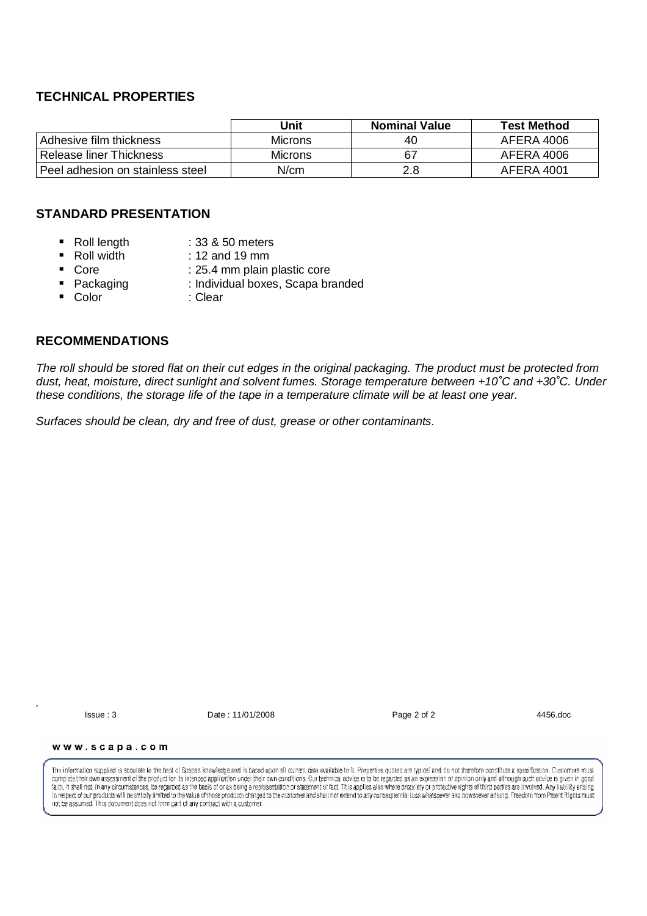## TECHNICAL PROPERTIES

| | Unit | Nominal Value | Test Method |
|---|---|---|---|
| Adhesive film thickness | Microns | 40 | AFERA 4006 |
| Release liner Thickness | Microns | 67 | AFERA 4006 |
| Peel adhesion on stainless steel | N/cm | 2.8 | AFERA 4001 |

## STANDARD PRESENTATION

- Roll length : 33 & 50 meters
- Roll width : 12 and 19 mm
- Core : 25.4 mm plain plastic core
- Packaging : Individual boxes, Scapa branded
- Color : Clear

## RECOMMENDATIONS

*The roll should be stored flat on their cut edges in the original packaging. The product must be protected from dust, heat, moisture, direct sunlight and solvent fumes. Storage temperature between +10˚C and +30˚C. Under these conditions, the storage life of the tape in a temperature climate will be at least one year.*

*Surfaces should be clean, dry and free of dust, grease or other contaminants.*

Issue : 3 Date : 11/01/2008 4456.doc

www.scapa.com

The information supplied is accurate to the best of Scapa's knowledge and is based upon all current data available to it. Properties quoted are typical and do not therefore constitute a specification. Customers must complete their own assessment of the product for its intended application under their own conditions. Our technical advice is to be regarded as an expression of opinion only and although such advice is given in good faith, it shall not, in any circumstances, be regarded as the basis of or as being a representation or statement of fact. This applies also where propriety or protective rights of third parties are involved. Any liability arising in respect of our products will be strictly limited to the value of those products charged to the customer and shall not extend to any consequential loss whatsoever and howsoever arising. Freedom from Patent Rights must not be assumed. This document does not form part of any contract with a customer.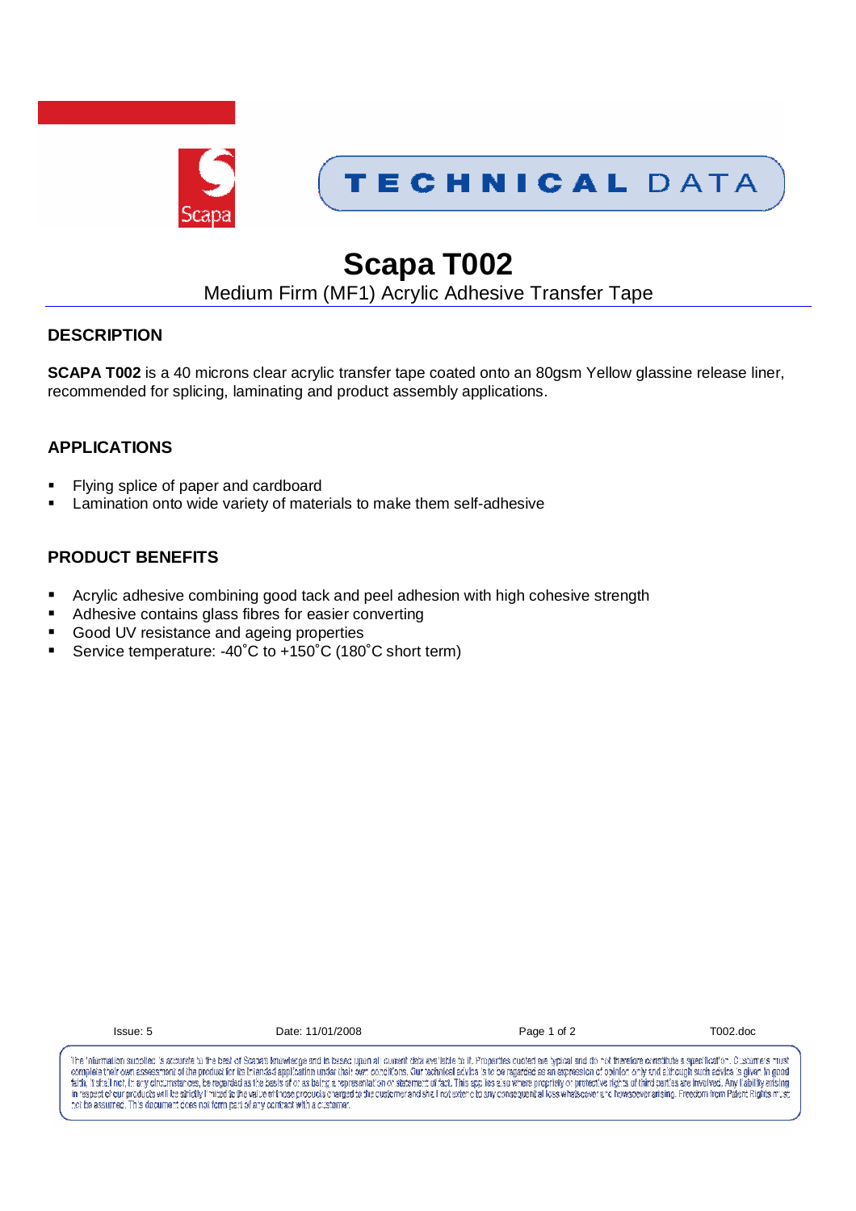TECHNICAL DATA

# Scapa T002

Medium Firm (MF1) Acrylic Adhesive Transfer Tape

## DESCRIPTION

**SCAPA T002** is a 40 microns clear acrylic transfer tape coated onto an 80gsm Yellow glassine release liner, recommended for splicing, laminating and product assembly applications.

## APPLICATIONS

- Flying splice of paper and cardboard
- Lamination onto wide variety of materials to make them self-adhesive

## PRODUCT BENEFITS

- Acrylic adhesive combining good tack and peel adhesion with high cohesive strength
- Adhesive contains glass fibres for easier converting
- Good UV resistance and ageing properties
- Service temperature: -40˚C to +150˚C (180˚C short term)

Issue: 5 Date: 11/01/2008 T002.doc

The information supplied is accurate to the best of Scapa's knowledge and is based upon all current data available to it. Properties quoted are typical and do not therefore constitute a specification. Customers must complete their own assessment of the product for its intended application under their own conditions. Our technical advice is to be regarded as an expression of opinion only and although such advice is given in good faith, it shall not, in any circumstances, be regarded as the basis of or as being a representation or statement of fact. This applies also where propriety or protective rights of third parties are involved. Any liability arising in respect of our products will be strictly limited to the value of those products charged to the customer and shall not extend to any consequential loss whatsoever and howsoever arising. Freedom from Patent Rights must not be assumed. This document does not form part of any contract with a customer.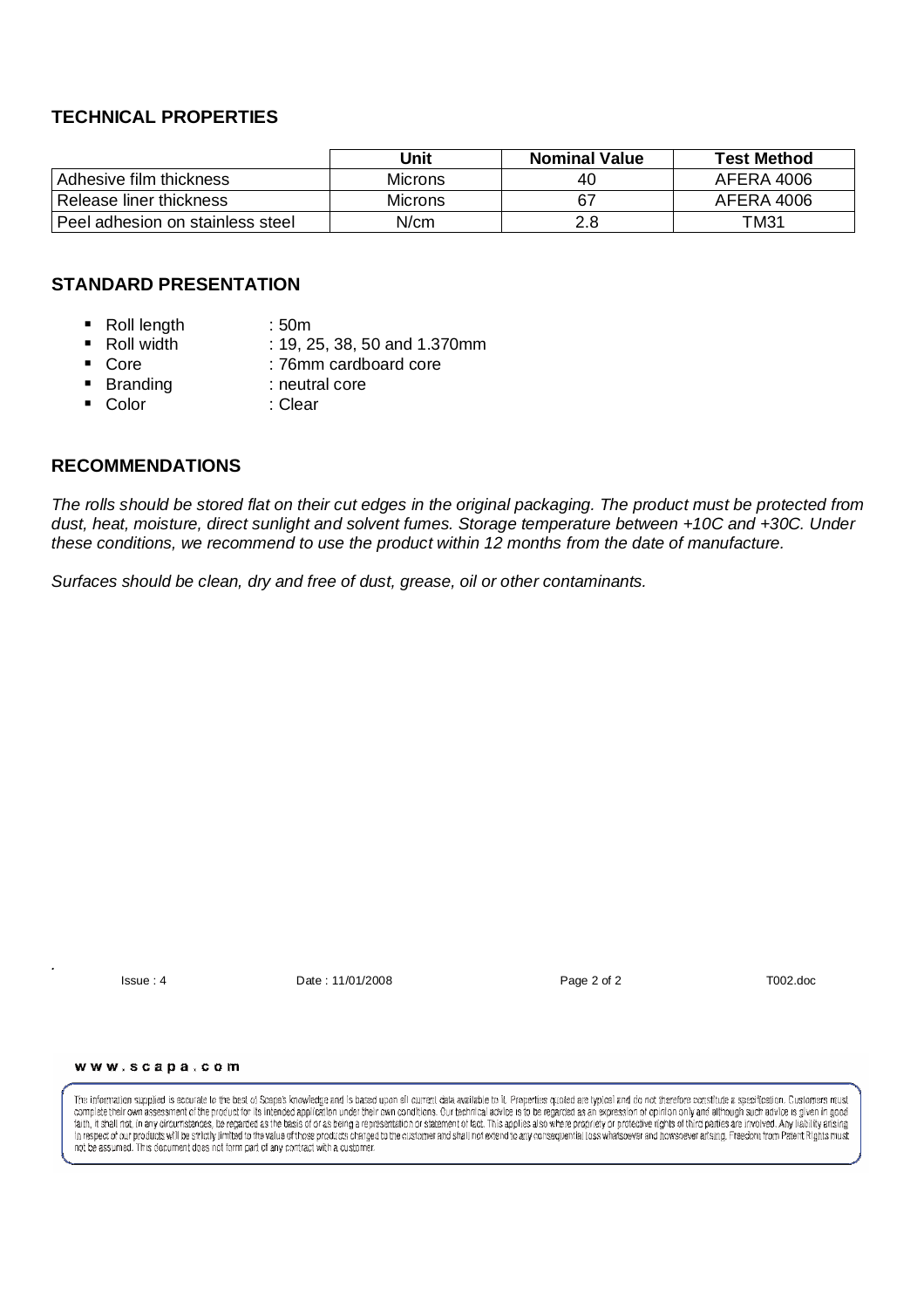## TECHNICAL PROPERTIES

| | Unit | Nominal Value | Test Method |
|---|---|---|---|
| Adhesive film thickness | Microns | 40 | AFERA 4006 |
| Release liner thickness | Microns | 67 | AFERA 4006 |
| Peel adhesion on stainless steel | N/cm | 2.8 | TM31 |

## STANDARD PRESENTATION

- Roll length : 50m
- Roll width : 19, 25, 38, 50 and 1.370mm
- Core : 76mm cardboard core
- Branding : neutral core
- Color : Clear

## RECOMMENDATIONS

*The rolls should be stored flat on their cut edges in the original packaging. The product must be protected from dust, heat, moisture, direct sunlight and solvent fumes. Storage temperature between +10C and +30C. Under these conditions, we recommend to use the product within 12 months from the date of manufacture.*

*Surfaces should be clean, dry and free of dust, grease, oil or other contaminants.*

Issue : 4 Date : 11/01/2008 T002.doc

www.scapa.com

The information supplied is accurate to the best of Scapa's knowledge and is based upon all current data available to it. Properties quoted are typical and do not therefore constitute a specification. Customers must complete their own assessment of the product for its intended application under their own conditions. Our technical advice is to be regarded as an expression of opinion only and although such advice is given in good faith, it shall not, in any circumstances, be regarded as the basis of or as being a representation or statement of fact. This applies also where propriety or protective rights of third parties are involved. Any liability arising in respect of our products will be strictly limited to the value of those products charged to the customer and shall not extend to any consequential loss whatsoever and howsoever arising. Freedom from Patent Rights must not be assumed. This document does not form part of any contract with a customer.